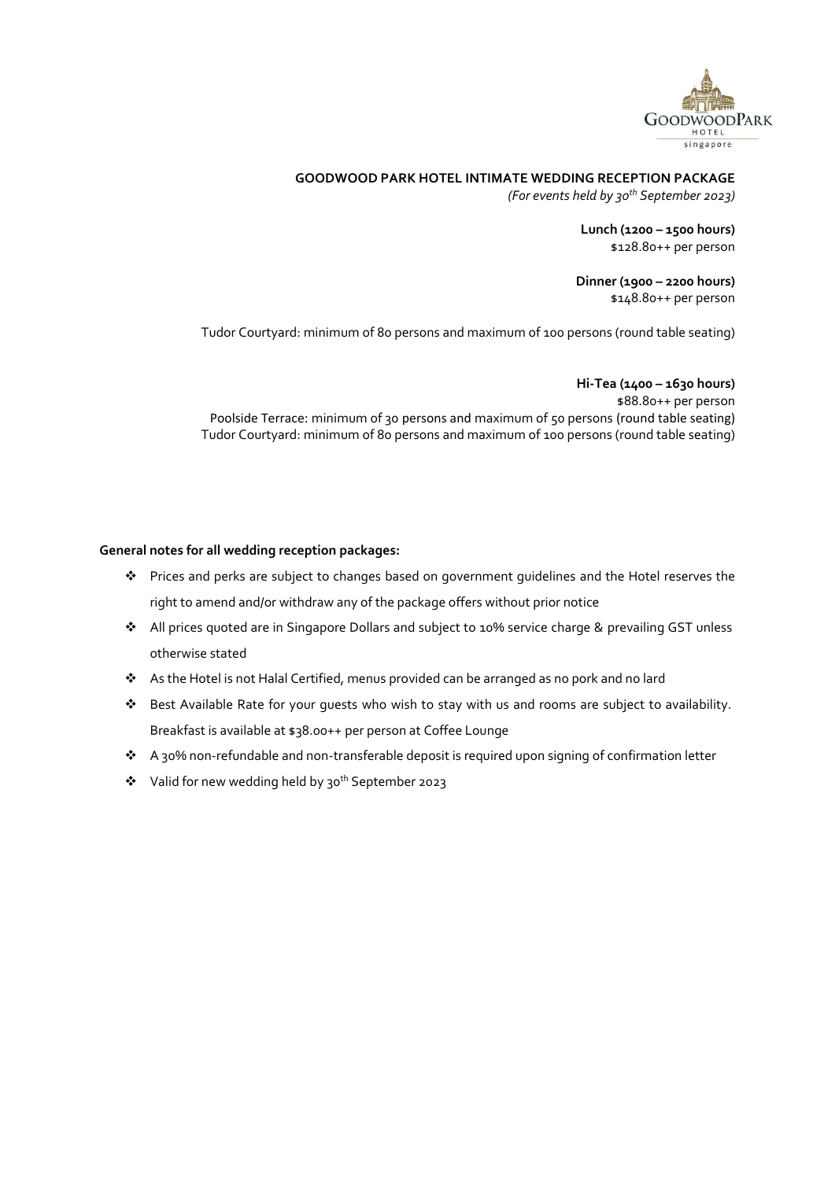# GOODWOOD PARK HOTEL INTIMATE WEDDING RECEPTION PACKAGE

*(For events held by 30th September 2023)*

**Lunch (1200 – 1500 hours)**
$128.80++ per person

**Dinner (1900 – 2200 hours)**
$148.80++ per person

Tudor Courtyard: minimum of 80 persons and maximum of 100 persons (round table seating)

**Hi-Tea (1400 – 1630 hours)**
$88.80++ per person
Poolside Terrace: minimum of 30 persons and maximum of 50 persons (round table seating)
Tudor Courtyard: minimum of 80 persons and maximum of 100 persons (round table seating)

**General notes for all wedding reception packages:**

- Prices and perks are subject to changes based on government guidelines and the Hotel reserves the right to amend and/or withdraw any of the package offers without prior notice
- All prices quoted are in Singapore Dollars and subject to 10% service charge & prevailing GST unless otherwise stated
- As the Hotel is not Halal Certified, menus provided can be arranged as no pork and no lard
- Best Available Rate for your guests who wish to stay with us and rooms are subject to availability. Breakfast is available at $38.00++ per person at Coffee Lounge
- A 30% non-refundable and non-transferable deposit is required upon signing of confirmation letter
- Valid for new wedding held by 30th September 2023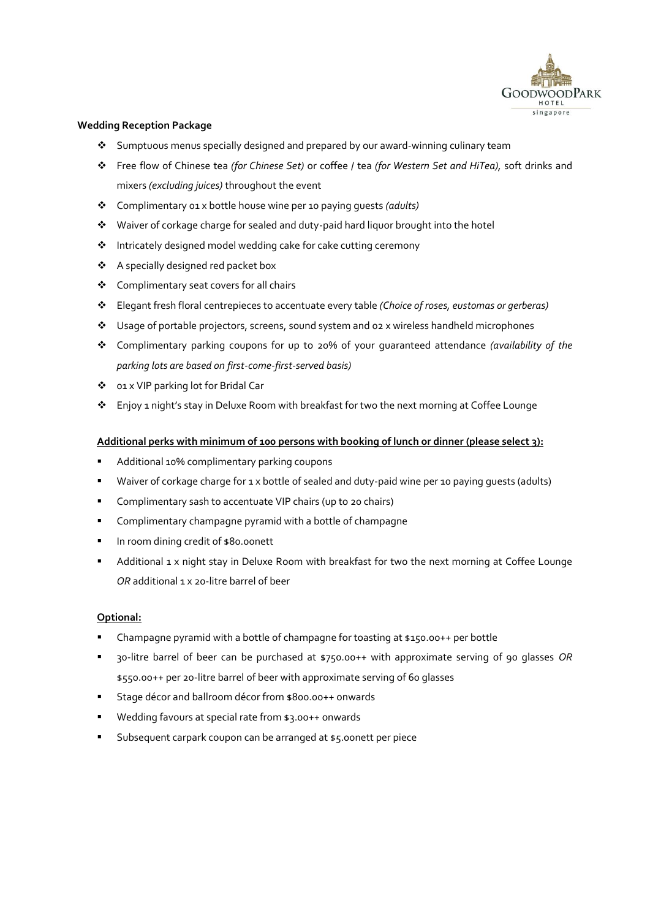**Wedding Reception Package**

- Sumptuous menus specially designed and prepared by our award-winning culinary team
- Free flow of Chinese tea *(for Chinese Set)* or coffee / tea *(for Western Set and HiTea)*, soft drinks and mixers *(excluding juices)* throughout the event
- Complimentary 01 x bottle house wine per 10 paying guests *(adults)*
- Waiver of corkage charge for sealed and duty-paid hard liquor brought into the hotel
- Intricately designed model wedding cake for cake cutting ceremony
- A specially designed red packet box
- Complimentary seat covers for all chairs
- Elegant fresh floral centrepieces to accentuate every table *(Choice of roses, eustomas or gerberas)*
- Usage of portable projectors, screens, sound system and 02 x wireless handheld microphones
- Complimentary parking coupons for up to 20% of your guaranteed attendance *(availability of the parking lots are based on first-come-first-served basis)*
- 01 x VIP parking lot for Bridal Car
- Enjoy 1 night's stay in Deluxe Room with breakfast for two the next morning at Coffee Lounge

**Additional perks with minimum of 100 persons with booking of lunch or dinner (please select 3):**

- Additional 10% complimentary parking coupons
- Waiver of corkage charge for 1 x bottle of sealed and duty-paid wine per 10 paying guests (adults)
- Complimentary sash to accentuate VIP chairs (up to 20 chairs)
- Complimentary champagne pyramid with a bottle of champagne
- In room dining credit of $80.00nett
- Additional 1 x night stay in Deluxe Room with breakfast for two the next morning at Coffee Lounge *OR* additional 1 x 20-litre barrel of beer

**Optional:**

- Champagne pyramid with a bottle of champagne for toasting at $150.00++ per bottle
- 30-litre barrel of beer can be purchased at $750.00++ with approximate serving of 90 glasses *OR* $550.00++ per 20-litre barrel of beer with approximate serving of 60 glasses
- Stage décor and ballroom décor from $800.00++ onwards
- Wedding favours at special rate from $3.00++ onwards
- Subsequent carpark coupon can be arranged at $5.00nett per piece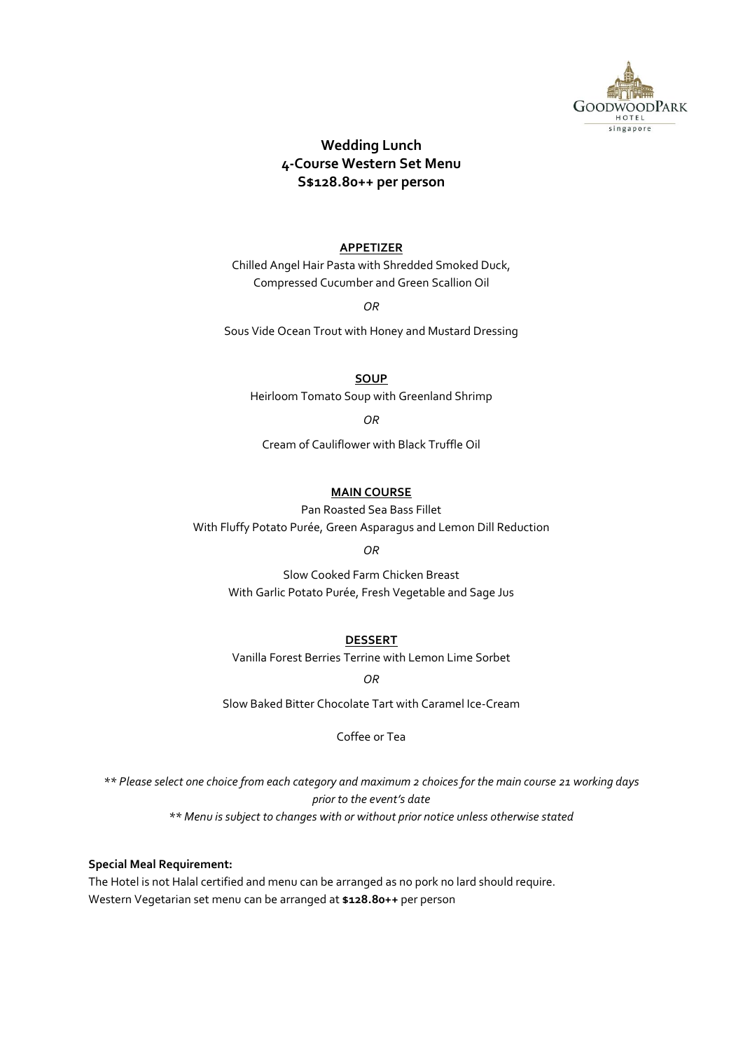# Wedding Lunch
## 4-Course Western Set Menu
## S$128.80++ per person

**APPETIZER**

Chilled Angel Hair Pasta with Shredded Smoked Duck,
Compressed Cucumber and Green Scallion Oil

*OR*

Sous Vide Ocean Trout with Honey and Mustard Dressing

**SOUP**

Heirloom Tomato Soup with Greenland Shrimp

*OR*

Cream of Cauliflower with Black Truffle Oil

**MAIN COURSE**

Pan Roasted Sea Bass Fillet
With Fluffy Potato Purée, Green Asparagus and Lemon Dill Reduction

*OR*

Slow Cooked Farm Chicken Breast
With Garlic Potato Purée, Fresh Vegetable and Sage Jus

**DESSERT**

Vanilla Forest Berries Terrine with Lemon Lime Sorbet

*OR*

Slow Baked Bitter Chocolate Tart with Caramel Ice-Cream

Coffee or Tea

*** Please select one choice from each category and maximum 2 choices for the main course 21 working days prior to the event's date*

*** Menu is subject to changes with or without prior notice unless otherwise stated*

**Special Meal Requirement:**

The Hotel is not Halal certified and menu can be arranged as no pork no lard should require.
Western Vegetarian set menu can be arranged at **$128.80++** per person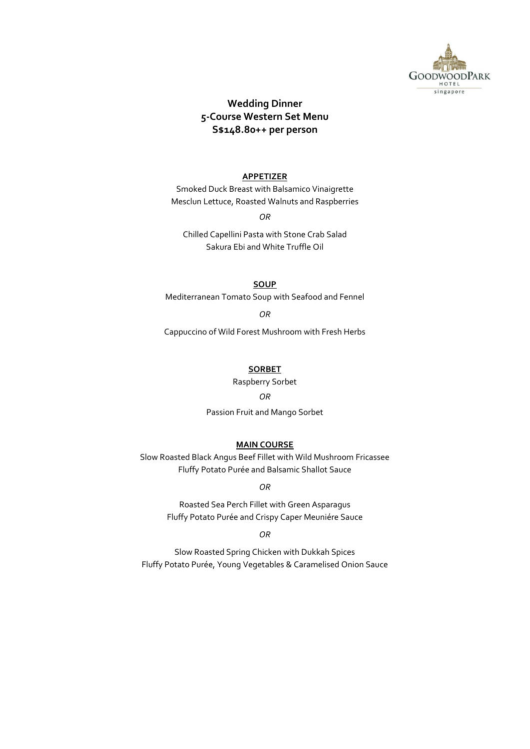# Wedding Dinner
## 5-Course Western Set Menu
## S$148.80++ per person

**APPETIZER**

Smoked Duck Breast with Balsamico Vinaigrette
Mesclun Lettuce, Roasted Walnuts and Raspberries

*OR*

Chilled Capellini Pasta with Stone Crab Salad
Sakura Ebi and White Truffle Oil

**SOUP**

Mediterranean Tomato Soup with Seafood and Fennel

*OR*

Cappuccino of Wild Forest Mushroom with Fresh Herbs

**SORBET**

Raspberry Sorbet

*OR*

Passion Fruit and Mango Sorbet

**MAIN COURSE**

Slow Roasted Black Angus Beef Fillet with Wild Mushroom Fricassee
Fluffy Potato Purée and Balsamic Shallot Sauce

*OR*

Roasted Sea Perch Fillet with Green Asparagus
Fluffy Potato Purée and Crispy Caper Meuniére Sauce

*OR*

Slow Roasted Spring Chicken with Dukkah Spices
Fluffy Potato Purée, Young Vegetables & Caramelised Onion Sauce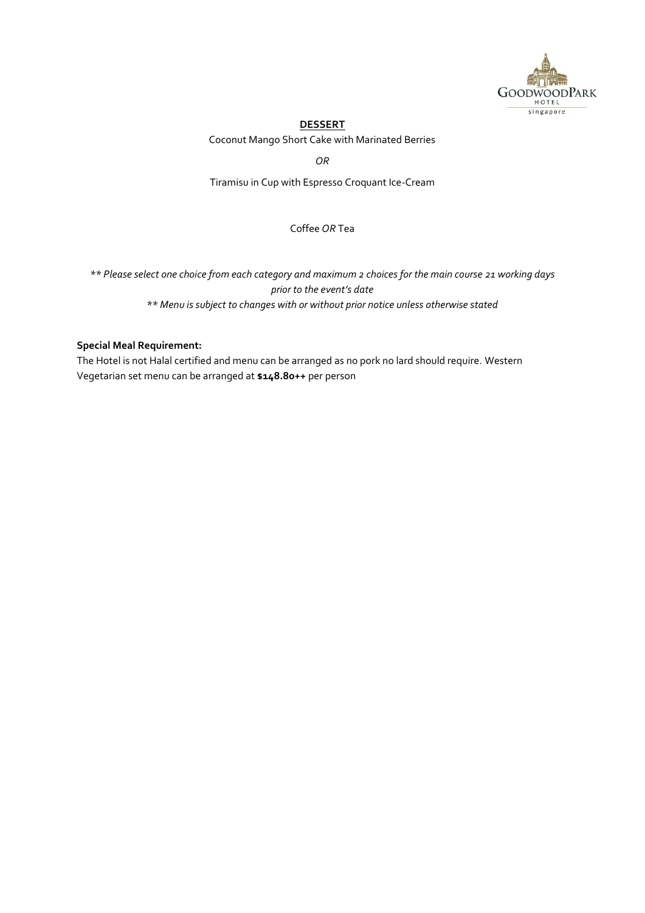**DESSERT**

Coconut Mango Short Cake with Marinated Berries

*OR*

Tiramisu in Cup with Espresso Croquant Ice-Cream

Coffee *OR* Tea

*** Please select one choice from each category and maximum 2 choices for the main course 21 working days prior to the event's date*

*** Menu is subject to changes with or without prior notice unless otherwise stated*

**Special Meal Requirement:**

The Hotel is not Halal certified and menu can be arranged as no pork no lard should require. Western Vegetarian set menu can be arranged at **$148.80++** per person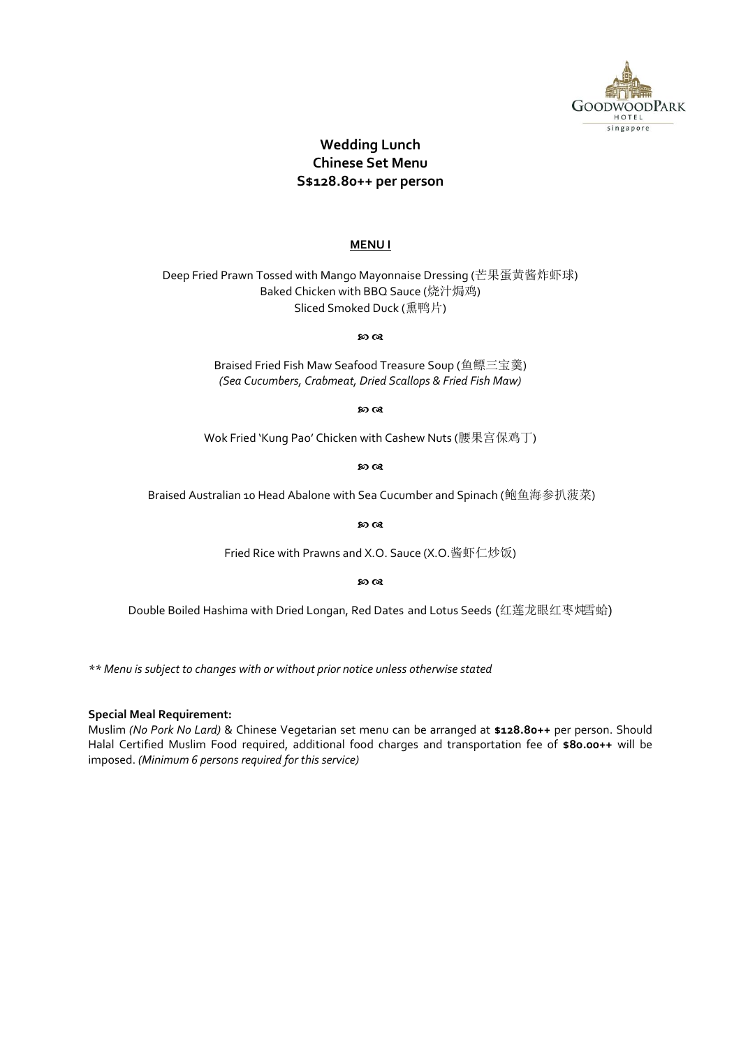# Wedding Lunch
# Chinese Set Menu
# S$128.80++ per person

**MENU I**

Deep Fried Prawn Tossed with Mango Mayonnaise Dressing (芒果蛋黄酱炸虾球)
Baked Chicken with BBQ Sauce (烧汁焗鸡)
Sliced Smoked Duck (熏鸭片)

ℬ ℭ

Braised Fried Fish Maw Seafood Treasure Soup (鱼鳔三宝羹)
*(Sea Cucumbers, Crabmeat, Dried Scallops & Fried Fish Maw)*

ℬ ℭ

Wok Fried 'Kung Pao' Chicken with Cashew Nuts (腰果宫保鸡丁)

ℬ ℭ

Braised Australian 10 Head Abalone with Sea Cucumber and Spinach (鲍鱼海参扒菠菜)

ℬ ℭ

Fried Rice with Prawns and X.O. Sauce (X.O.酱虾仁炒饭)

ℬ ℭ

Double Boiled Hashima with Dried Longan, Red Dates and Lotus Seeds (红莲龙眼红枣炖雪蛤)

*** Menu is subject to changes with or without prior notice unless otherwise stated*

**Special Meal Requirement:**
Muslim *(No Pork No Lard)* & Chinese Vegetarian set menu can be arranged at **$128.80++** per person. Should Halal Certified Muslim Food required, additional food charges and transportation fee of **$80.00++** will be imposed. *(Minimum 6 persons required for this service)*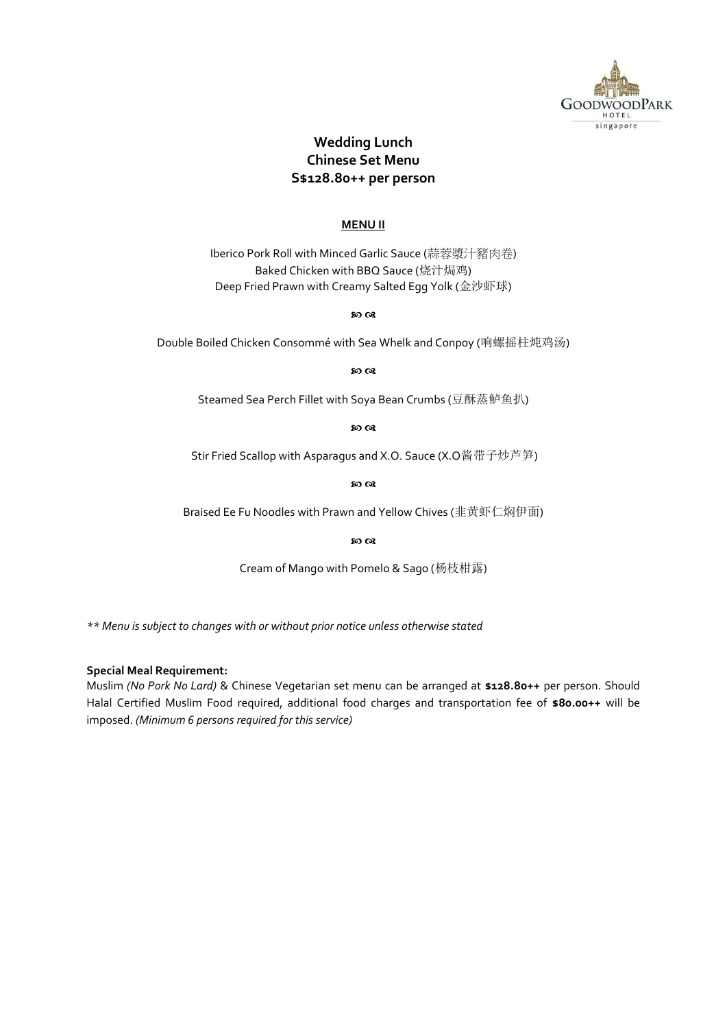GOODWOODPARK HOTEL singapore

## Wedding Lunch
## Chinese Set Menu
## S$128.80++ per person

**MENU II**

Iberico Pork Roll with Minced Garlic Sauce (蒜蓉燚汁豬肉卷)
Baked Chicken with BBQ Sauce (烧汁焗鸡)
Deep Fried Prawn with Creamy Salted Egg Yolk (金沙虾球)

ꕥ

Double Boiled Chicken Consommé with Sea Whelk and Conpoy (响螺摇柱炖鸡汤)

ꕥ

Steamed Sea Perch Fillet with Soya Bean Crumbs (豆酥蒸鲈鱼扒)

ꕥ

Stir Fried Scallop with Asparagus and X.O. Sauce (X.O酱带子炒芦笋)

ꕥ

Braised Ee Fu Noodles with Prawn and Yellow Chives (韭黄虾仁焖伊面)

ꕥ

Cream of Mango with Pomelo & Sago (杨枝柑露)

*** Menu is subject to changes with or without prior notice unless otherwise stated*

**Special Meal Requirement:**
Muslim *(No Pork No Lard)* & Chinese Vegetarian set menu can be arranged at **$128.80++** per person. Should Halal Certified Muslim Food required, additional food charges and transportation fee of **$80.00++** will be imposed. *(Minimum 6 persons required for this service)*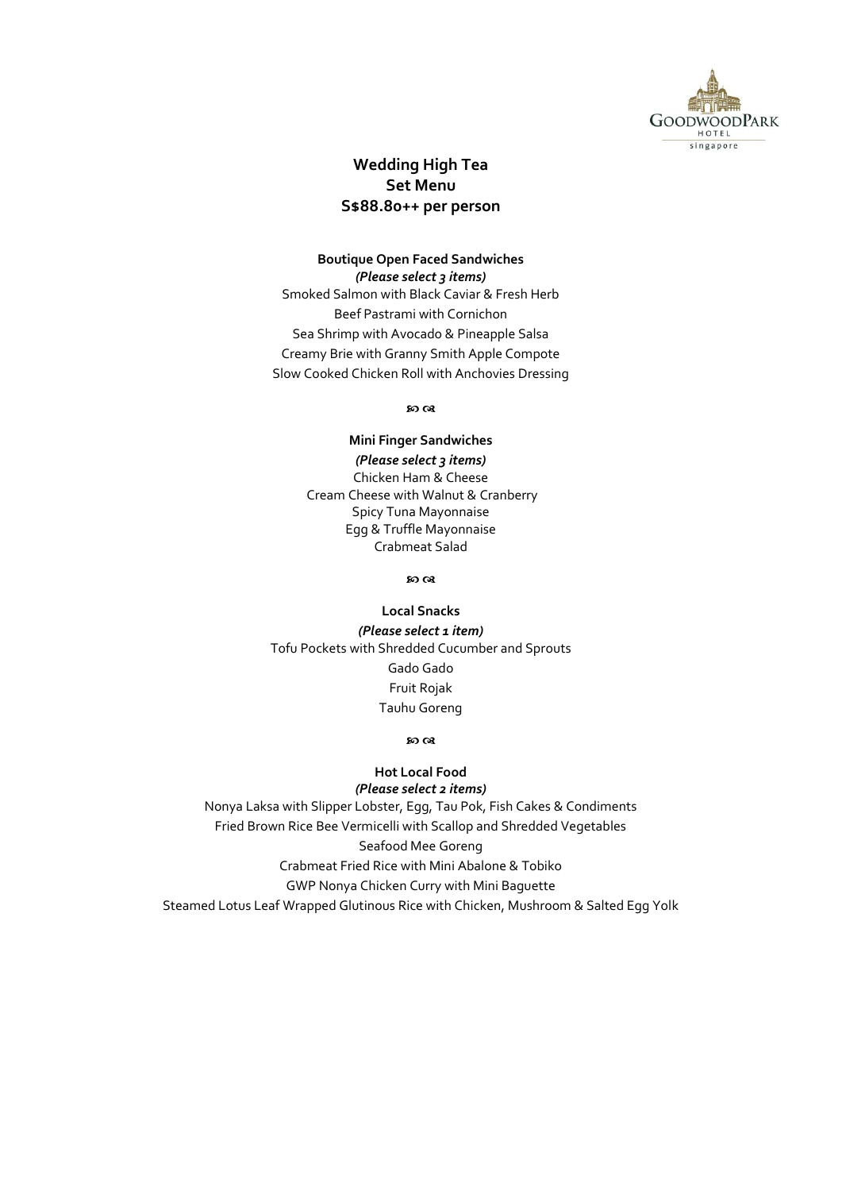# Wedding High Tea
## Set Menu
## S$88.80++ per person

**Boutique Open Faced Sandwiches**
*(Please select 3 items)*

Smoked Salmon with Black Caviar & Fresh Herb
Beef Pastrami with Cornichon
Sea Shrimp with Avocado & Pineapple Salsa
Creamy Brie with Granny Smith Apple Compote
Slow Cooked Chicken Roll with Anchovies Dressing

ཌ ད

**Mini Finger Sandwiches**
*(Please select 3 items)*

Chicken Ham & Cheese
Cream Cheese with Walnut & Cranberry
Spicy Tuna Mayonnaise
Egg & Truffle Mayonnaise
Crabmeat Salad

ཌ ད

**Local Snacks**
*(Please select 1 item)*

Tofu Pockets with Shredded Cucumber and Sprouts
Gado Gado
Fruit Rojak
Tauhu Goreng

ཌ ད

**Hot Local Food**
*(Please select 2 items)*

Nonya Laksa with Slipper Lobster, Egg, Tau Pok, Fish Cakes & Condiments
Fried Brown Rice Bee Vermicelli with Scallop and Shredded Vegetables
Seafood Mee Goreng
Crabmeat Fried Rice with Mini Abalone & Tobiko
GWP Nonya Chicken Curry with Mini Baguette
Steamed Lotus Leaf Wrapped Glutinous Rice with Chicken, Mushroom & Salted Egg Yolk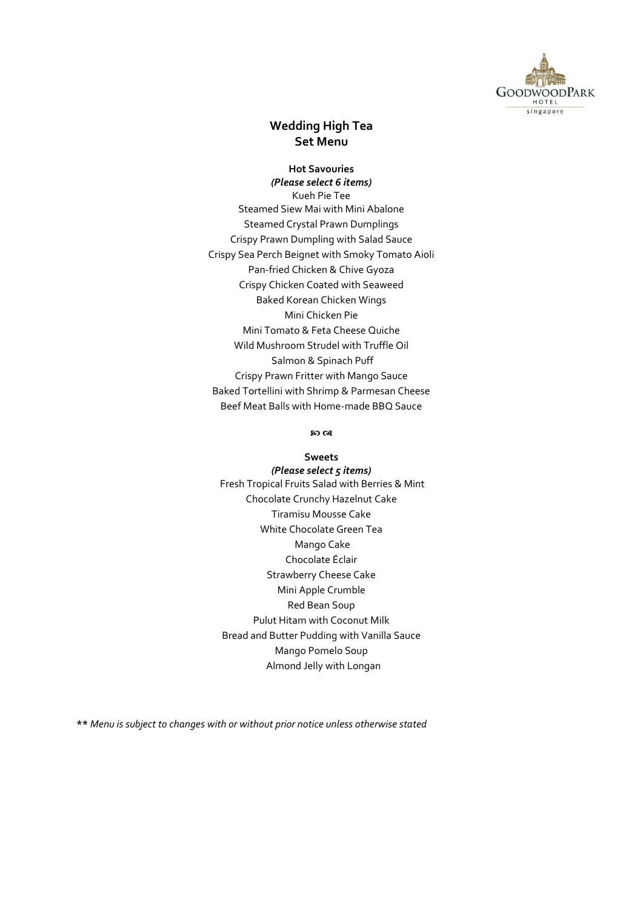# Wedding High Tea
# Set Menu

**Hot Savouries**
***(Please select 6 items)***

Kueh Pie Tee
Steamed Siew Mai with Mini Abalone
Steamed Crystal Prawn Dumplings
Crispy Prawn Dumpling with Salad Sauce
Crispy Sea Perch Beignet with Smoky Tomato Aioli
Pan-fried Chicken & Chive Gyoza
Crispy Chicken Coated with Seaweed
Baked Korean Chicken Wings
Mini Chicken Pie
Mini Tomato & Feta Cheese Quiche
Wild Mushroom Strudel with Truffle Oil
Salmon & Spinach Puff
Crispy Prawn Fritter with Mango Sauce
Baked Tortellini with Shrimp & Parmesan Cheese
Beef Meat Balls with Home-made BBQ Sauce

**Sweets**
***(Please select 5 items)***

Fresh Tropical Fruits Salad with Berries & Mint
Chocolate Crunchy Hazelnut Cake
Tiramisu Mousse Cake
White Chocolate Green Tea
Mango Cake
Chocolate Éclair
Strawberry Cheese Cake
Mini Apple Crumble
Red Bean Soup
Pulut Hitam with Coconut Milk
Bread and Butter Pudding with Vanilla Sauce
Mango Pomelo Soup
Almond Jelly with Longan

** *Menu is subject to changes with or without prior notice unless otherwise stated*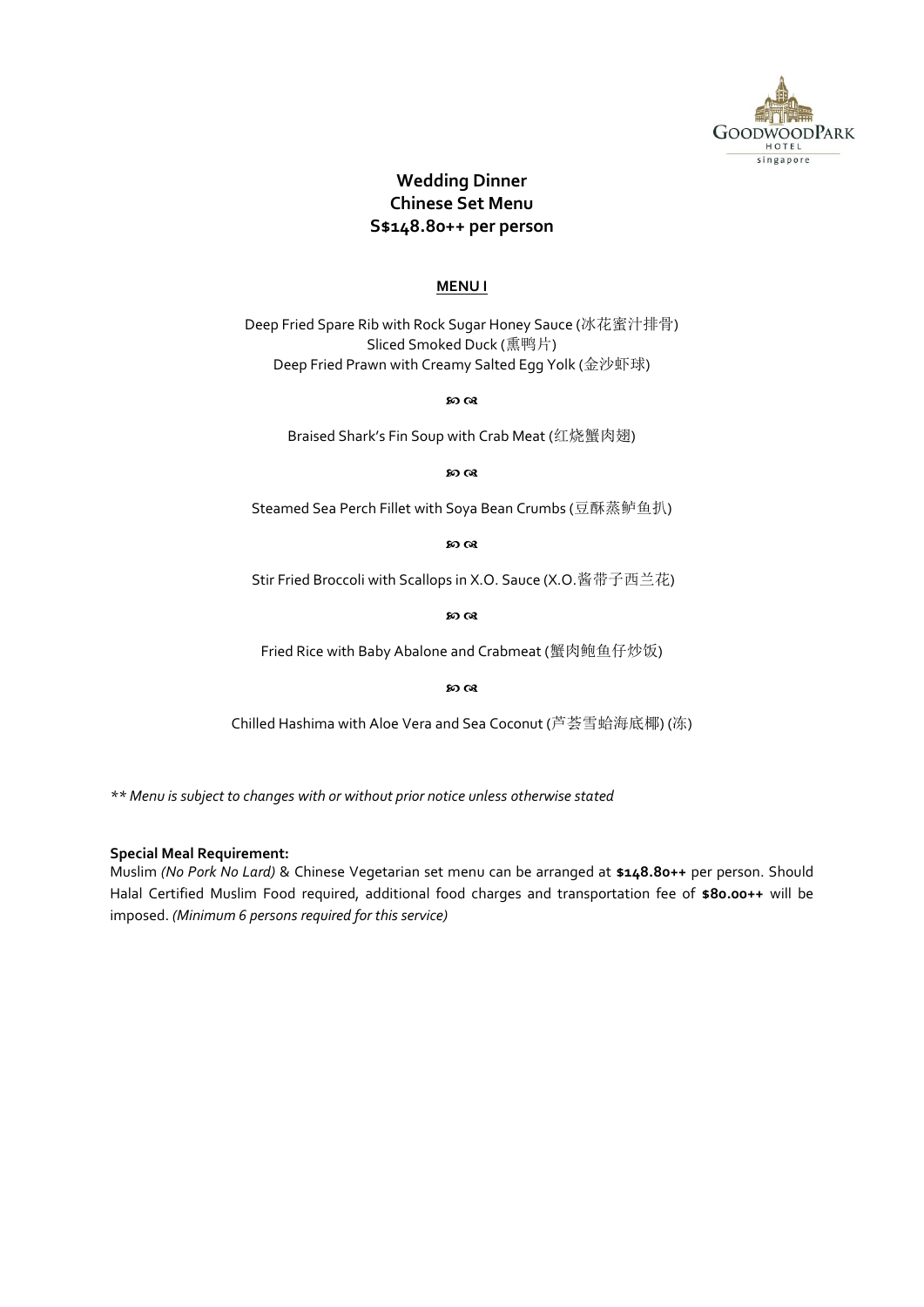**Wedding Dinner**
**Chinese Set Menu**
**S$148.80++ per person**

**MENU I**

Deep Fried Spare Rib with Rock Sugar Honey Sauce (冰花蜜汁排骨)
Sliced Smoked Duck (熏鸭片)
Deep Fried Prawn with Creamy Salted Egg Yolk (金沙虾球)

ꕤ

Braised Shark's Fin Soup with Crab Meat (红烧蟹肉翅)

ꕤ

Steamed Sea Perch Fillet with Soya Bean Crumbs (豆酥蒸鲈鱼扒)

ꕤ

Stir Fried Broccoli with Scallops in X.O. Sauce (X.O.酱带子西兰花)

ꕤ

Fried Rice with Baby Abalone and Crabmeat (蟹肉鲍鱼仔炒饭)

ꕤ

Chilled Hashima with Aloe Vera and Sea Coconut (芦荟雪蛤海底椰) (冻)

*** Menu is subject to changes with or without prior notice unless otherwise stated*

**Special Meal Requirement:**
Muslim *(No Pork No Lard)* & Chinese Vegetarian set menu can be arranged at **$148.80++** per person. Should Halal Certified Muslim Food required, additional food charges and transportation fee of **$80.00++** will be imposed. *(Minimum 6 persons required for this service)*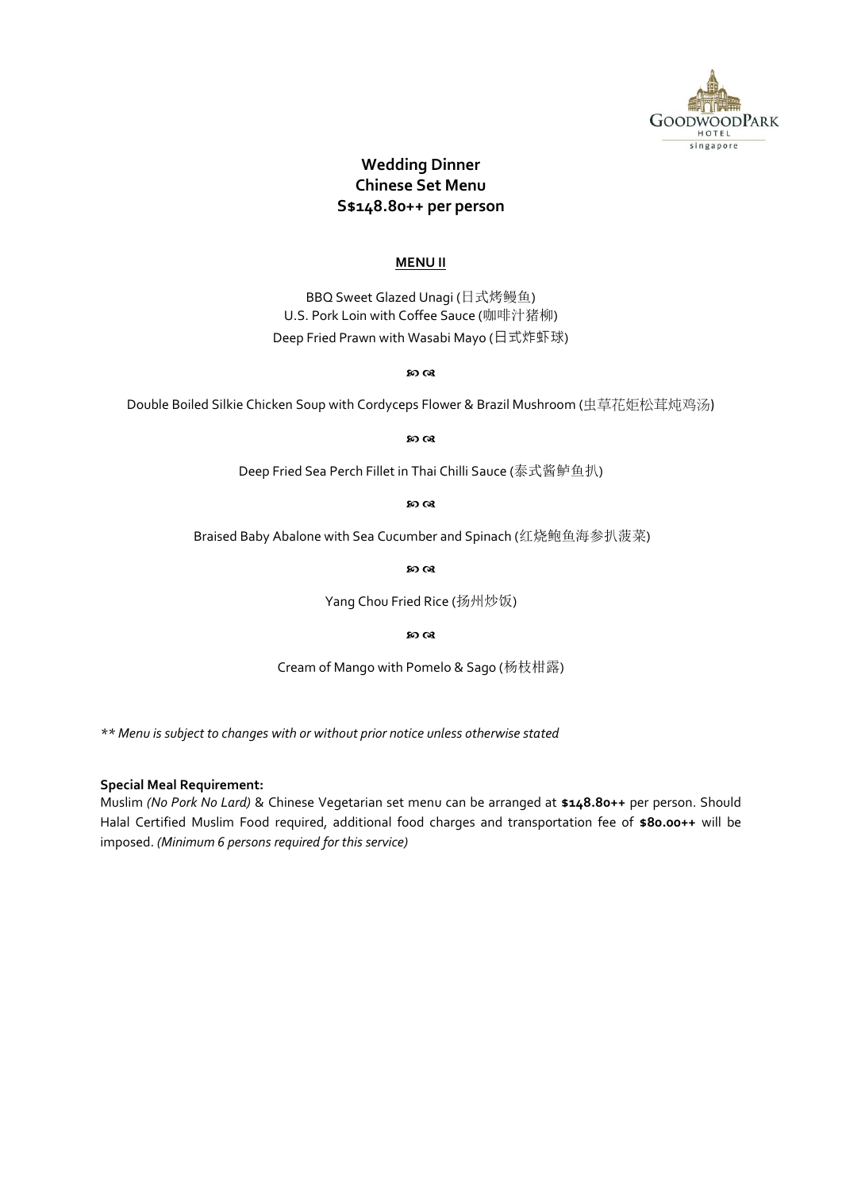# Wedding Dinner
## Chinese Set Menu
## S$148.80++ per person

**MENU II**

BBQ Sweet Glazed Unagi (日式烤鳗鱼)
U.S. Pork Loin with Coffee Sauce (咖啡汁猪柳)
Deep Fried Prawn with Wasabi Mayo (日式炸虾球)

ꕥ ꕥ

Double Boiled Silkie Chicken Soup with Cordyceps Flower & Brazil Mushroom (虫草花姬松茸炖鸡汤)

ꕥ ꕥ

Deep Fried Sea Perch Fillet in Thai Chilli Sauce (泰式酱鲈鱼扒)

ꕥ ꕥ

Braised Baby Abalone with Sea Cucumber and Spinach (红烧鲍鱼海参扒菠菜)

ꕥ ꕥ

Yang Chou Fried Rice (扬州炒饭)

ꕥ ꕥ

Cream of Mango with Pomelo & Sago (杨枝柑露)

*** Menu is subject to changes with or without prior notice unless otherwise stated*

**Special Meal Requirement:**
Muslim *(No Pork No Lard)* & Chinese Vegetarian set menu can be arranged at **$148.80++** per person. Should Halal Certified Muslim Food required, additional food charges and transportation fee of **$80.00++** will be imposed. *(Minimum 6 persons required for this service)*